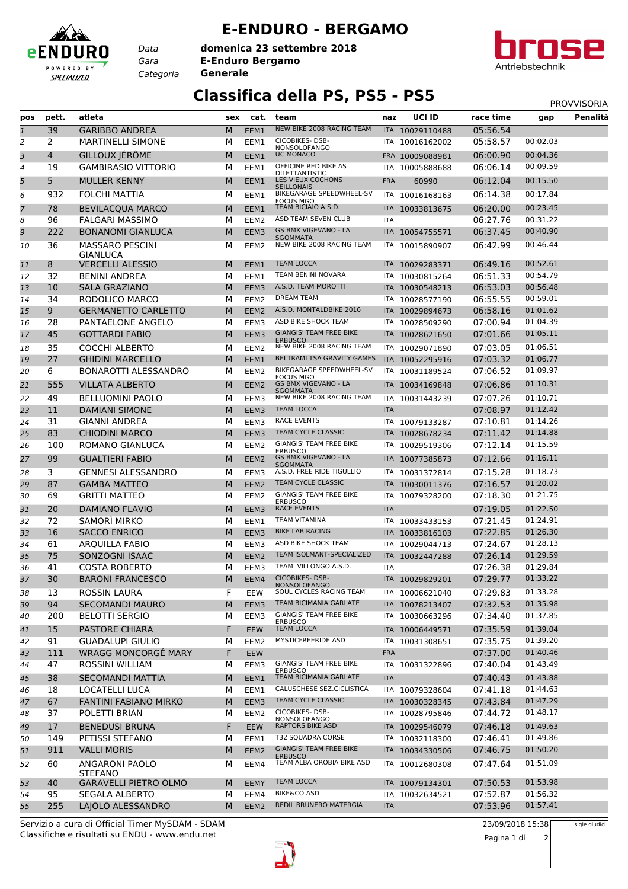# E-ENDURO - BERGAMO

Data **domenica 23 settembre 2018**
Gara **E-Enduro Bergamo**
Categoria **Generale**

## Classifica della PS, PS5 - PS5

PROVVISORIA

| pos | pett. | atleta | sex | cat. | team | naz | UCI ID | race time | gap | Penalità |
|---|---|---|---|---|---|---|---|---|---|---|
| 1 | 39 | GARIBBO ANDREA | M | EEM1 | NEW BIKE 2008 RACING TEAM | ITA | 10029110488 | 05:56.54 | | |
| 2 | 2 | MARTINELLI SIMONE | M | EEM1 | CICOBIKES- DSB-NONSOLOFANGO | ITA | 10016162002 | 05:58.57 | 00:02.03 | |
| 3 | 4 | GILLOUX JÉRÔME | M | EEM1 | UC MONACO | FRA | 10009088981 | 06:00.90 | 00:04.36 | |
| 4 | 19 | GAMBIRASIO VITTORIO | M | EEM1 | OFFICINE RED BIKE AS DILETTANTISTIC | ITA | 10005888688 | 06:06.14 | 00:09.59 | |
| 5 | 5 | MULLER KENNY | M | EEM1 | LES VIEUX COCHONS SEILLONAIS | FRA | 60990 | 06:12.04 | 00:15.50 | |
| 6 | 932 | FOLCHI MATTIA | M | EEM1 | BIKEGARAGE SPEEDWHEEL-SV FOCUS MGO | ITA | 10016168163 | 06:14.38 | 00:17.84 | |
| 7 | 78 | BEVILACQUA MARCO | M | EEM1 | TEAM BICIAIO A.S.D. | ITA | 10033813675 | 06:20.00 | 00:23.45 | |
| 8 | 96 | FALGARI MASSIMO | M | EEM2 | ASD TEAM SEVEN CLUB | ITA | | 06:27.76 | 00:31.22 | |
| 9 | 222 | BONANOMI GIANLUCA | M | EEM3 | GS BMX VIGEVANO - LA SGOMMATA | ITA | 10054755571 | 06:37.45 | 00:40.90 | |
| 10 | 36 | MASSARO PESCINI GIANLUCA | M | EEM2 | NEW BIKE 2008 RACING TEAM | ITA | 10015890907 | 06:42.99 | 00:46.44 | |
| 11 | 8 | VERCELLI ALESSIO | M | EEM1 | TEAM LOCCA | ITA | 10029283371 | 06:49.16 | 00:52.61 | |
| 12 | 32 | BENINI ANDREA | M | EEM1 | TEAM BENINI NOVARA | ITA | 10030815264 | 06:51.33 | 00:54.79 | |
| 13 | 10 | SALA GRAZIANO | M | EEM3 | A.S.D. TEAM MOROTTI | ITA | 10030548213 | 06:53.03 | 00:56.48 | |
| 14 | 34 | RODOLICO MARCO | M | EEM2 | DREAM TEAM | ITA | 10028577190 | 06:55.55 | 00:59.01 | |
| 15 | 9 | GERMANETTO CARLETTO | M | EEM2 | A.S.D. MONTALDBIKE 2016 | ITA | 10029894673 | 06:58.16 | 01:01.62 | |
| 16 | 28 | PANTAELONE ANGELO | M | EEM3 | ASD BIKE SHOCK TEAM | ITA | 10028509290 | 07:00.94 | 01:04.39 | |
| 17 | 45 | GOTTARDI FABIO | M | EEM3 | GIANGIS' TEAM FREE BIKE ERBUSCO | ITA | 10028621650 | 07:01.66 | 01:05.11 | |
| 18 | 35 | COCCHI ALBERTO | M | EEM2 | NEW BIKE 2008 RACING TEAM | ITA | 10029071890 | 07:03.05 | 01:06.51 | |
| 19 | 27 | GHIDINI MARCELLO | M | EEM1 | BELTRAMI TSA GRAVITY GAMES | ITA | 10052295916 | 07:03.32 | 01:06.77 | |
| 20 | 6 | BONAROTTI ALESSANDRO | M | EEM2 | BIKEGARAGE SPEEDWHEEL-SV FOCUS MGO | ITA | 10031189524 | 07:06.52 | 01:09.97 | |
| 21 | 555 | VILLATA ALBERTO | M | EEM2 | GS BMX VIGEVANO - LA SGOMMATA | ITA | 10034169848 | 07:06.86 | 01:10.31 | |
| 22 | 49 | BELLUOMINI PAOLO | M | EEM3 | NEW BIKE 2008 RACING TEAM | ITA | 10031443239 | 07:07.26 | 01:10.71 | |
| 23 | 11 | DAMIANI SIMONE | M | EEM3 | TEAM LOCCA | ITA | | 07:08.97 | 01:12.42 | |
| 24 | 31 | GIANNI ANDREA | M | EEM3 | RACE EVENTS | ITA | 10079133287 | 07:10.81 | 01:14.26 | |
| 25 | 83 | CHIODINI MARCO | M | EEM3 | TEAM CYCLE CLASSIC | ITA | 10028678234 | 07:11.42 | 01:14.88 | |
| 26 | 100 | ROMANO GIANLUCA | M | EEM2 | GIANGIS' TEAM FREE BIKE ERBUSCO | ITA | 10029519306 | 07:12.14 | 01:15.59 | |
| 27 | 99 | GUALTIERI FABIO | M | EEM2 | GS BMX VIGEVANO - LA SGOMMATA | ITA | 10077385873 | 07:12.66 | 01:16.11 | |
| 28 | 3 | GENNESI ALESSANDRO | M | EEM3 | A.S.D. FREE RIDE TIGULLIO | ITA | 10031372814 | 07:15.28 | 01:18.73 | |
| 29 | 87 | GAMBA MATTEO | M | EEM2 | TEAM CYCLE CLASSIC | ITA | 10030011376 | 07:16.57 | 01:20.02 | |
| 30 | 69 | GRITTI MATTEO | M | EEM2 | GIANGIS' TEAM FREE BIKE ERBUSCO | ITA | 10079328200 | 07:18.30 | 01:21.75 | |
| 31 | 20 | DAMIANO FLAVIO | M | EEM3 | RACE EVENTS | ITA | | 07:19.05 | 01:22.50 | |
| 32 | 72 | SAMORÌ MIRKO | M | EEM1 | TEAM VITAMINA | ITA | 10033433153 | 07:21.45 | 01:24.91 | |
| 33 | 16 | SACCO ENRICO | M | EEM3 | BIKE LAB RACING | ITA | 10033816103 | 07:22.85 | 01:26.30 | |
| 34 | 61 | ARQUILLA FABIO | M | EEM3 | ASD BIKE SHOCK TEAM | ITA | 10029044713 | 07:24.67 | 01:28.13 | |
| 35 | 75 | SONZOGNI ISAAC | M | EEM2 | TEAM ISOLMANT-SPECIALIZED | ITA | 10032447288 | 07:26.14 | 01:29.59 | |
| 36 | 41 | COSTA ROBERTO | M | EEM3 | TEAM VILLONGO A.S.D. | ITA | | 07:26.38 | 01:29.84 | |
| 37 | 30 | BARONI FRANCESCO | M | EEM4 | CICOBIKES- DSB-NONSOLOFANGO | ITA | 10029829201 | 07:29.77 | 01:33.22 | |
| 38 | 13 | ROSSIN LAURA | F | EEW | SOUL CYCLES RACING TEAM | ITA | 10006621040 | 07:29.83 | 01:33.28 | |
| 39 | 94 | SECOMANDI MAURO | M | EEM3 | TEAM BICIMANIA GARLATE | ITA | 10078213407 | 07:32.53 | 01:35.98 | |
| 40 | 200 | BELOTTI SERGIO | M | EEM3 | GIANGIS' TEAM FREE BIKE ERBUSCO | ITA | 10030663296 | 07:34.40 | 01:37.85 | |
| 41 | 15 | PASTORE CHIARA | F | EEW | TEAM LOCCA | ITA | 10006449571 | 07:35.59 | 01:39.04 | |
| 42 | 91 | GUADALUPI GIULIO | M | EEM2 | MYSTICFREERIDE ASD | ITA | 10031308651 | 07:35.75 | 01:39.20 | |
| 43 | 111 | WRAGG MONCORGÉ MARY | F | EEW | | FRA | | 07:37.00 | 01:40.46 | |
| 44 | 47 | ROSSINI WILLIAM | M | EEM3 | GIANGIS' TEAM FREE BIKE ERBUSCO | ITA | 10031322896 | 07:40.04 | 01:43.49 | |
| 45 | 38 | SECOMANDI MATTIA | M | EEM1 | TEAM BICIMANIA GARLATE | ITA | | 07:40.43 | 01:43.88 | |
| 46 | 18 | LOCATELLI LUCA | M | EEM1 | CALUSCHESE SEZ.CICLISTICA | ITA | 10079328604 | 07:41.18 | 01:44.63 | |
| 47 | 67 | FANTINI FABIANO MIRKO | M | EEM3 | TEAM CYCLE CLASSIC | ITA | 10030328345 | 07:43.84 | 01:47.29 | |
| 48 | 37 | POLETTI BRIAN | M | EEM2 | CICOBIKES- DSB-NONSOLOFANGO | ITA | 10028795846 | 07:44.72 | 01:48.17 | |
| 49 | 17 | BENEDUSI BRUNA | F | EEW | RAPTORS BIKE ASD | ITA | 10029546079 | 07:46.18 | 01:49.63 | |
| 50 | 149 | PETISSI STEFANO | M | EEM1 | T32 SQUADRA CORSE | ITA | 10032118300 | 07:46.41 | 01:49.86 | |
| 51 | 911 | VALLI MORIS | M | EEM2 | GIANGIS' TEAM FREE BIKE ERBUSCO | ITA | 10034330506 | 07:46.75 | 01:50.20 | |
| 52 | 60 | ANGARONI PAOLO STEFANO | M | EEM4 | TEAM ALBA OROBIA BIKE ASD | ITA | 10012680308 | 07:47.64 | 01:51.09 | |
| 53 | 40 | GARAVELLI PIETRO OLMO | M | EEMY | TEAM LOCCA | ITA | 10079134301 | 07:50.53 | 01:53.98 | |
| 54 | 95 | SEGALA ALBERTO | M | EEM4 | BIKE&CO ASD | ITA | 10032634521 | 07:52.87 | 01:56.32 | |
| 55 | 255 | LAJOLO ALESSANDRO | M | EEM2 | REDIL BRUNERO MATERGIA | ITA | | 07:53.96 | 01:57.41 | |

Servizio a cura di Official Timer MySDAM - SDAM
Classifiche e risultati su ENDU - www.endu.net

23/09/2018 15:38

sigle giudici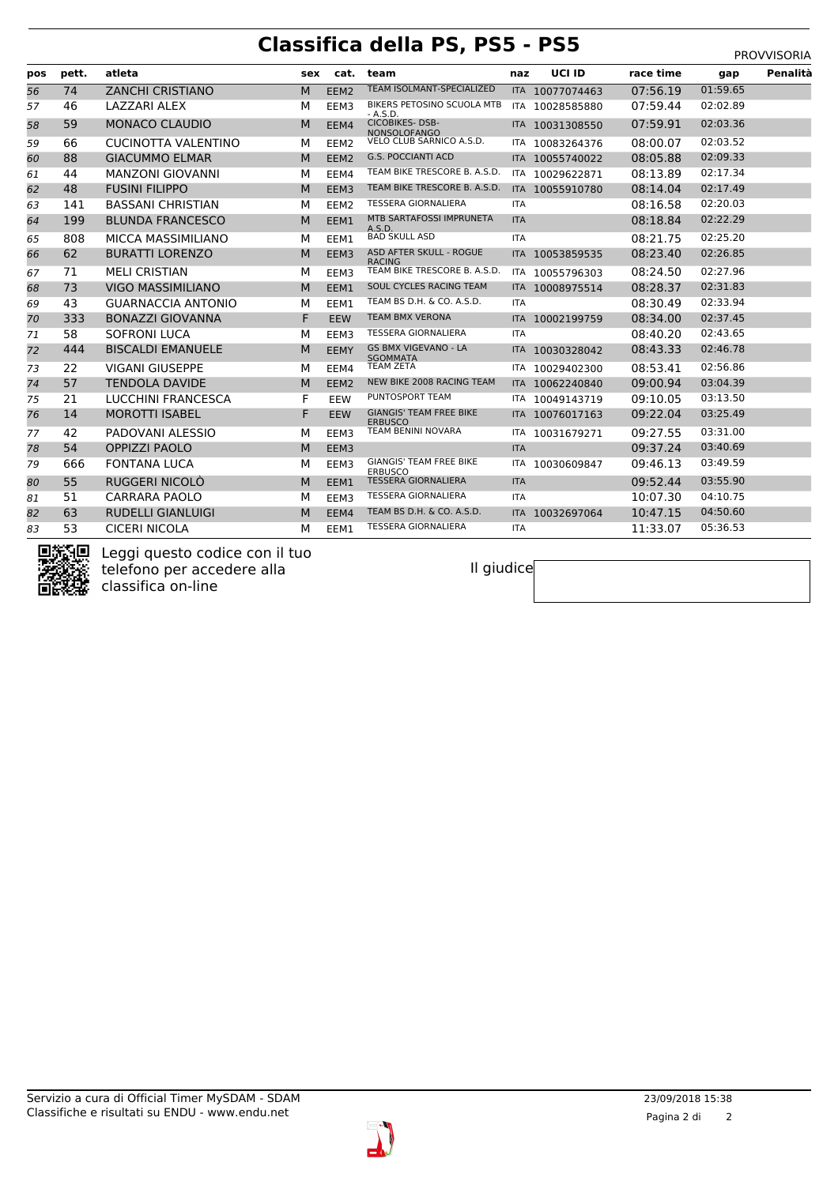# Classifica della PS, PS5 - PS5

PROVVISORIA

| pos | pett. | atleta | sex | cat. | team | naz | UCI ID | race time | gap | Penalità |
|---|---|---|---|---|---|---|---|---|---|---|
| 56 | 74 | ZANCHI CRISTIANO | M | EEM2 | TEAM ISOLMANT-SPECIALIZED | ITA | 10077074463 | 07:56.19 | 01:59.65 | |
| 57 | 46 | LAZZARI ALEX | M | EEM3 | BIKERS PETOSINO SCUOLA MTB - A.S.D. | ITA | 10028585880 | 07:59.44 | 02:02.89 | |
| 58 | 59 | MONACO CLAUDIO | M | EEM4 | CICOBIKES- DSB-NONSOLOFANGO | ITA | 10031308550 | 07:59.91 | 02:03.36 | |
| 59 | 66 | CUCINOTTA VALENTINO | M | EEM2 | VELO CLUB SARNICO A.S.D. | ITA | 10083264376 | 08:00.07 | 02:03.52 | |
| 60 | 88 | GIACUMMO ELMAR | M | EEM2 | G.S. POCCIANTI ACD | ITA | 10055740022 | 08:05.88 | 02:09.33 | |
| 61 | 44 | MANZONI GIOVANNI | M | EEM4 | TEAM BIKE TRESCORE B. A.S.D. | ITA | 10029622871 | 08:13.89 | 02:17.34 | |
| 62 | 48 | FUSINI FILIPPO | M | EEM3 | TEAM BIKE TRESCORE B. A.S.D. | ITA | 10055910780 | 08:14.04 | 02:17.49 | |
| 63 | 141 | BASSANI CHRISTIAN | M | EEM2 | TESSERA GIORNALIERA | ITA | | 08:16.58 | 02:20.03 | |
| 64 | 199 | BLUNDA FRANCESCO | M | EEM1 | MTB SARTAFOSSI IMPRUNETA A.S.D. | ITA | | 08:18.84 | 02:22.29 | |
| 65 | 808 | MICCA MASSIMILIANO | M | EEM1 | BAD SKULL ASD | ITA | | 08:21.75 | 02:25.20 | |
| 66 | 62 | BURATTI LORENZO | M | EEM3 | ASD AFTER SKULL - ROGUE RACING | ITA | 10053859535 | 08:23.40 | 02:26.85 | |
| 67 | 71 | MELI CRISTIAN | M | EEM3 | TEAM BIKE TRESCORE B. A.S.D. | ITA | 10055796303 | 08:24.50 | 02:27.96 | |
| 68 | 73 | VIGO MASSIMILIANO | M | EEM1 | SOUL CYCLES RACING TEAM | ITA | 10008975514 | 08:28.37 | 02:31.83 | |
| 69 | 43 | GUARNACCIA ANTONIO | M | EEM1 | TEAM BS D.H. & CO. A.S.D. | ITA | | 08:30.49 | 02:33.94 | |
| 70 | 333 | BONAZZI GIOVANNA | F | EEW | TEAM BMX VERONA | ITA | 10002199759 | 08:34.00 | 02:37.45 | |
| 71 | 58 | SOFRONI LUCA | M | EEM3 | TESSERA GIORNALIERA | ITA | | 08:40.20 | 02:43.65 | |
| 72 | 444 | BISCALDI EMANUELE | M | EEMY | GS BMX VIGEVANO - LA SGOMMATA | ITA | 10030328042 | 08:43.33 | 02:46.78 | |
| 73 | 22 | VIGANI GIUSEPPE | M | EEM4 | TEAM ZETA | ITA | 10029402300 | 08:53.41 | 02:56.86 | |
| 74 | 57 | TENDOLA DAVIDE | M | EEM2 | NEW BIKE 2008 RACING TEAM | ITA | 10062240840 | 09:00.94 | 03:04.39 | |
| 75 | 21 | LUCCHINI FRANCESCA | F | EEW | PUNTOSPORT TEAM | ITA | 10049143719 | 09:10.05 | 03:13.50 | |
| 76 | 14 | MOROTTI ISABEL | F | EEW | GIANGIS' TEAM FREE BIKE ERBUSCO | ITA | 10076017163 | 09:22.04 | 03:25.49 | |
| 77 | 42 | PADOVANI ALESSIO | M | EEM3 | TEAM BENINI NOVARA | ITA | 10031679271 | 09:27.55 | 03:31.00 | |
| 78 | 54 | OPPIZZI PAOLO | M | EEM3 | | ITA | | 09:37.24 | 03:40.69 | |
| 79 | 666 | FONTANA LUCA | M | EEM3 | GIANGIS' TEAM FREE BIKE ERBUSCO | ITA | 10030609847 | 09:46.13 | 03:49.59 | |
| 80 | 55 | RUGGERI NICOLÒ | M | EEM1 | TESSERA GIORNALIERA | ITA | | 09:52.44 | 03:55.90 | |
| 81 | 51 | CARRARA PAOLO | M | EEM3 | TESSERA GIORNALIERA | ITA | | 10:07.30 | 04:10.75 | |
| 82 | 63 | RUDELLI GIANLUIGI | M | EEM4 | TEAM BS D.H. & CO. A.S.D. | ITA | 10032697064 | 10:47.15 | 04:50.60 | |
| 83 | 53 | CICERI NICOLA | M | EEM1 | TESSERA GIORNALIERA | ITA | | 11:33.07 | 05:36.53 | |

Leggi questo codice con il tuo telefono per accedere alla classifica on-line

Il giudice

Servizio a cura di Official Timer MySDAM - SDAM
Classifiche e risultati su ENDU - www.endu.net

23/09/2018 15:38